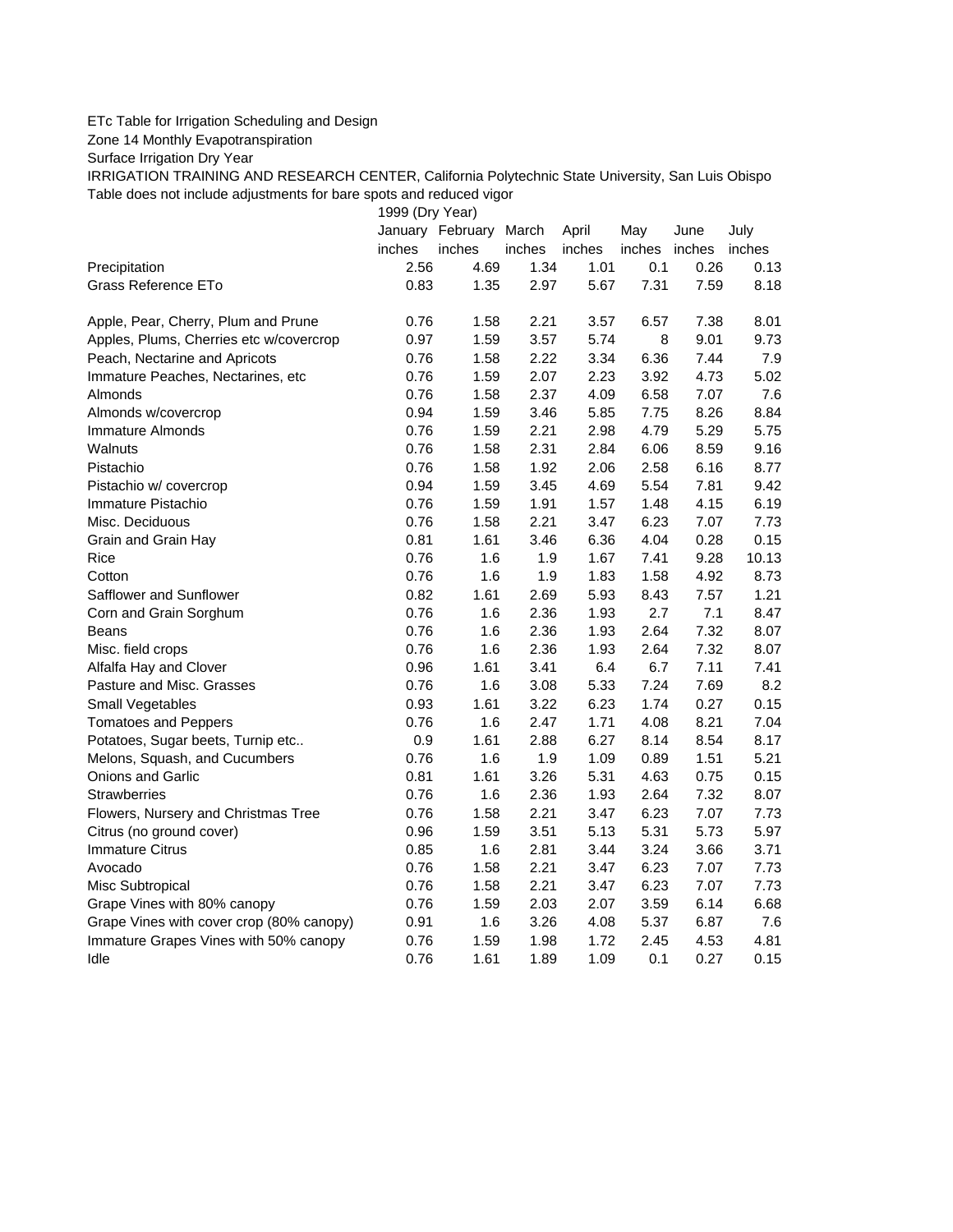ETc Table for Irrigation Scheduling and Design

Zone 14 Monthly Evapotranspiration

Surface Irrigation Dry Year

IRRIGATION TRAINING AND RESEARCH CENTER, California Polytechnic State University, San Luis Obispo

Table does not include adjustments for bare spots and reduced vigor

| | 1999 (Dry Year) | | | | | | |
|---|---|---|---|---|---|---|---|
| | January | February | March | April | May | June | July |
| | inches | inches | inches | inches | inches | inches | inches |
| Precipitation | 2.56 | 4.69 | 1.34 | 1.01 | 0.1 | 0.26 | 0.13 |
| Grass Reference ETo | 0.83 | 1.35 | 2.97 | 5.67 | 7.31 | 7.59 | 8.18 |
| | | | | | | | |
| Apple, Pear, Cherry, Plum and Prune | 0.76 | 1.58 | 2.21 | 3.57 | 6.57 | 7.38 | 8.01 |
| Apples, Plums, Cherries etc w/covercrop | 0.97 | 1.59 | 3.57 | 5.74 | 8 | 9.01 | 9.73 |
| Peach, Nectarine and Apricots | 0.76 | 1.58 | 2.22 | 3.34 | 6.36 | 7.44 | 7.9 |
| Immature Peaches, Nectarines, etc | 0.76 | 1.59 | 2.07 | 2.23 | 3.92 | 4.73 | 5.02 |
| Almonds | 0.76 | 1.58 | 2.37 | 4.09 | 6.58 | 7.07 | 7.6 |
| Almonds w/covercrop | 0.94 | 1.59 | 3.46 | 5.85 | 7.75 | 8.26 | 8.84 |
| Immature Almonds | 0.76 | 1.59 | 2.21 | 2.98 | 4.79 | 5.29 | 5.75 |
| Walnuts | 0.76 | 1.58 | 2.31 | 2.84 | 6.06 | 8.59 | 9.16 |
| Pistachio | 0.76 | 1.58 | 1.92 | 2.06 | 2.58 | 6.16 | 8.77 |
| Pistachio w/ covercrop | 0.94 | 1.59 | 3.45 | 4.69 | 5.54 | 7.81 | 9.42 |
| Immature Pistachio | 0.76 | 1.59 | 1.91 | 1.57 | 1.48 | 4.15 | 6.19 |
| Misc. Deciduous | 0.76 | 1.58 | 2.21 | 3.47 | 6.23 | 7.07 | 7.73 |
| Grain and Grain Hay | 0.81 | 1.61 | 3.46 | 6.36 | 4.04 | 0.28 | 0.15 |
| Rice | 0.76 | 1.6 | 1.9 | 1.67 | 7.41 | 9.28 | 10.13 |
| Cotton | 0.76 | 1.6 | 1.9 | 1.83 | 1.58 | 4.92 | 8.73 |
| Safflower and Sunflower | 0.82 | 1.61 | 2.69 | 5.93 | 8.43 | 7.57 | 1.21 |
| Corn and Grain Sorghum | 0.76 | 1.6 | 2.36 | 1.93 | 2.7 | 7.1 | 8.47 |
| Beans | 0.76 | 1.6 | 2.36 | 1.93 | 2.64 | 7.32 | 8.07 |
| Misc. field crops | 0.76 | 1.6 | 2.36 | 1.93 | 2.64 | 7.32 | 8.07 |
| Alfalfa Hay and Clover | 0.96 | 1.61 | 3.41 | 6.4 | 6.7 | 7.11 | 7.41 |
| Pasture and Misc. Grasses | 0.76 | 1.6 | 3.08 | 5.33 | 7.24 | 7.69 | 8.2 |
| Small Vegetables | 0.93 | 1.61 | 3.22 | 6.23 | 1.74 | 0.27 | 0.15 |
| Tomatoes and Peppers | 0.76 | 1.6 | 2.47 | 1.71 | 4.08 | 8.21 | 7.04 |
| Potatoes, Sugar beets, Turnip etc.. | 0.9 | 1.61 | 2.88 | 6.27 | 8.14 | 8.54 | 8.17 |
| Melons, Squash, and Cucumbers | 0.76 | 1.6 | 1.9 | 1.09 | 0.89 | 1.51 | 5.21 |
| Onions and Garlic | 0.81 | 1.61 | 3.26 | 5.31 | 4.63 | 0.75 | 0.15 |
| Strawberries | 0.76 | 1.6 | 2.36 | 1.93 | 2.64 | 7.32 | 8.07 |
| Flowers, Nursery and Christmas Tree | 0.76 | 1.58 | 2.21 | 3.47 | 6.23 | 7.07 | 7.73 |
| Citrus (no ground cover) | 0.96 | 1.59 | 3.51 | 5.13 | 5.31 | 5.73 | 5.97 |
| Immature Citrus | 0.85 | 1.6 | 2.81 | 3.44 | 3.24 | 3.66 | 3.71 |
| Avocado | 0.76 | 1.58 | 2.21 | 3.47 | 6.23 | 7.07 | 7.73 |
| Misc Subtropical | 0.76 | 1.58 | 2.21 | 3.47 | 6.23 | 7.07 | 7.73 |
| Grape Vines with 80% canopy | 0.76 | 1.59 | 2.03 | 2.07 | 3.59 | 6.14 | 6.68 |
| Grape Vines with cover crop (80% canopy) | 0.91 | 1.6 | 3.26 | 4.08 | 5.37 | 6.87 | 7.6 |
| Immature Grapes Vines with 50% canopy | 0.76 | 1.59 | 1.98 | 1.72 | 2.45 | 4.53 | 4.81 |
| Idle | 0.76 | 1.61 | 1.89 | 1.09 | 0.1 | 0.27 | 0.15 |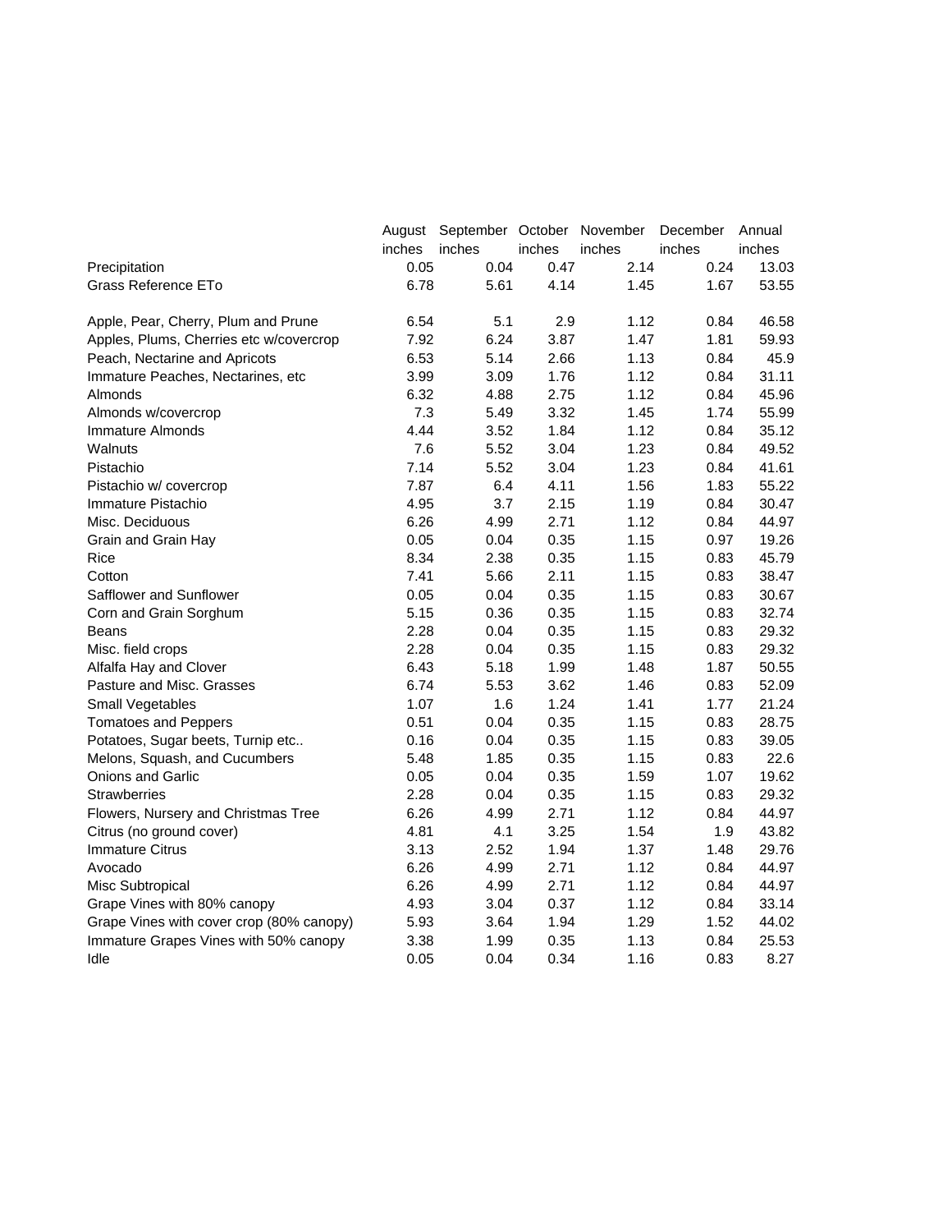| | August inches | September inches | October inches | November inches | December inches | Annual inches |
|---|---|---|---|---|---|---|
| Precipitation | 0.05 | 0.04 | 0.47 | 2.14 | 0.24 | 13.03 |
| Grass Reference ETo | 6.78 | 5.61 | 4.14 | 1.45 | 1.67 | 53.55 |
| | | | | | | |
| Apple, Pear, Cherry, Plum and Prune | 6.54 | 5.1 | 2.9 | 1.12 | 0.84 | 46.58 |
| Apples, Plums, Cherries etc w/covercrop | 7.92 | 6.24 | 3.87 | 1.47 | 1.81 | 59.93 |
| Peach, Nectarine and Apricots | 6.53 | 5.14 | 2.66 | 1.13 | 0.84 | 45.9 |
| Immature Peaches, Nectarines, etc | 3.99 | 3.09 | 1.76 | 1.12 | 0.84 | 31.11 |
| Almonds | 6.32 | 4.88 | 2.75 | 1.12 | 0.84 | 45.96 |
| Almonds w/covercrop | 7.3 | 5.49 | 3.32 | 1.45 | 1.74 | 55.99 |
| Immature Almonds | 4.44 | 3.52 | 1.84 | 1.12 | 0.84 | 35.12 |
| Walnuts | 7.6 | 5.52 | 3.04 | 1.23 | 0.84 | 49.52 |
| Pistachio | 7.14 | 5.52 | 3.04 | 1.23 | 0.84 | 41.61 |
| Pistachio w/ covercrop | 7.87 | 6.4 | 4.11 | 1.56 | 1.83 | 55.22 |
| Immature Pistachio | 4.95 | 3.7 | 2.15 | 1.19 | 0.84 | 30.47 |
| Misc. Deciduous | 6.26 | 4.99 | 2.71 | 1.12 | 0.84 | 44.97 |
| Grain and Grain Hay | 0.05 | 0.04 | 0.35 | 1.15 | 0.97 | 19.26 |
| Rice | 8.34 | 2.38 | 0.35 | 1.15 | 0.83 | 45.79 |
| Cotton | 7.41 | 5.66 | 2.11 | 1.15 | 0.83 | 38.47 |
| Safflower and Sunflower | 0.05 | 0.04 | 0.35 | 1.15 | 0.83 | 30.67 |
| Corn and Grain Sorghum | 5.15 | 0.36 | 0.35 | 1.15 | 0.83 | 32.74 |
| Beans | 2.28 | 0.04 | 0.35 | 1.15 | 0.83 | 29.32 |
| Misc. field crops | 2.28 | 0.04 | 0.35 | 1.15 | 0.83 | 29.32 |
| Alfalfa Hay and Clover | 6.43 | 5.18 | 1.99 | 1.48 | 1.87 | 50.55 |
| Pasture and Misc. Grasses | 6.74 | 5.53 | 3.62 | 1.46 | 0.83 | 52.09 |
| Small Vegetables | 1.07 | 1.6 | 1.24 | 1.41 | 1.77 | 21.24 |
| Tomatoes and Peppers | 0.51 | 0.04 | 0.35 | 1.15 | 0.83 | 28.75 |
| Potatoes, Sugar beets, Turnip etc.. | 0.16 | 0.04 | 0.35 | 1.15 | 0.83 | 39.05 |
| Melons, Squash, and Cucumbers | 5.48 | 1.85 | 0.35 | 1.15 | 0.83 | 22.6 |
| Onions and Garlic | 0.05 | 0.04 | 0.35 | 1.59 | 1.07 | 19.62 |
| Strawberries | 2.28 | 0.04 | 0.35 | 1.15 | 0.83 | 29.32 |
| Flowers, Nursery and Christmas Tree | 6.26 | 4.99 | 2.71 | 1.12 | 0.84 | 44.97 |
| Citrus (no ground cover) | 4.81 | 4.1 | 3.25 | 1.54 | 1.9 | 43.82 |
| Immature Citrus | 3.13 | 2.52 | 1.94 | 1.37 | 1.48 | 29.76 |
| Avocado | 6.26 | 4.99 | 2.71 | 1.12 | 0.84 | 44.97 |
| Misc Subtropical | 6.26 | 4.99 | 2.71 | 1.12 | 0.84 | 44.97 |
| Grape Vines with 80% canopy | 4.93 | 3.04 | 0.37 | 1.12 | 0.84 | 33.14 |
| Grape Vines with cover crop (80% canopy) | 5.93 | 3.64 | 1.94 | 1.29 | 1.52 | 44.02 |
| Immature Grapes Vines with 50% canopy | 3.38 | 1.99 | 0.35 | 1.13 | 0.84 | 25.53 |
| Idle | 0.05 | 0.04 | 0.34 | 1.16 | 0.83 | 8.27 |